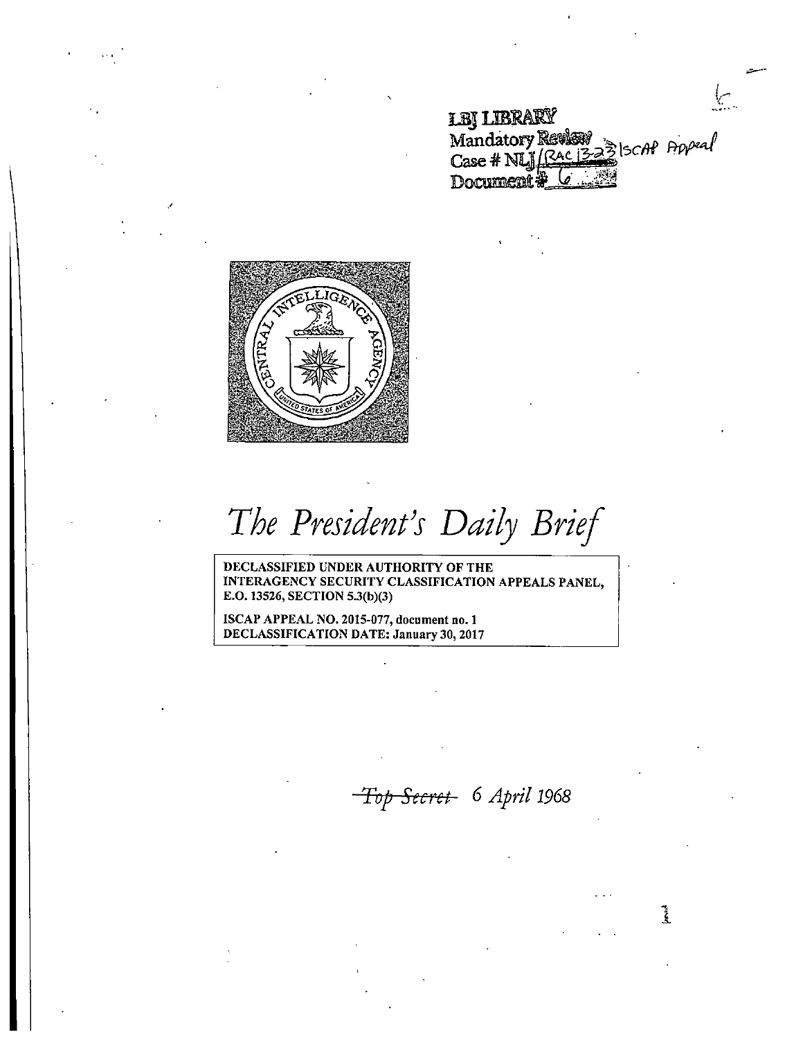LBJ LIBRARY
Mandatory Review
Case # NLJ/RAC 13-23 ISCAP Appeal
Document # 6

# The President's Daily Brief

**DECLASSIFIED UNDER AUTHORITY OF THE INTERAGENCY SECURITY CLASSIFICATION APPEALS PANEL, E.O. 13526, SECTION 5.3(b)(3)**

**ISCAP APPEAL NO. 2015-077, document no. 1**
**DECLASSIFICATION DATE: January 30, 2017**

~~Top Secret~~ *6 April 1968*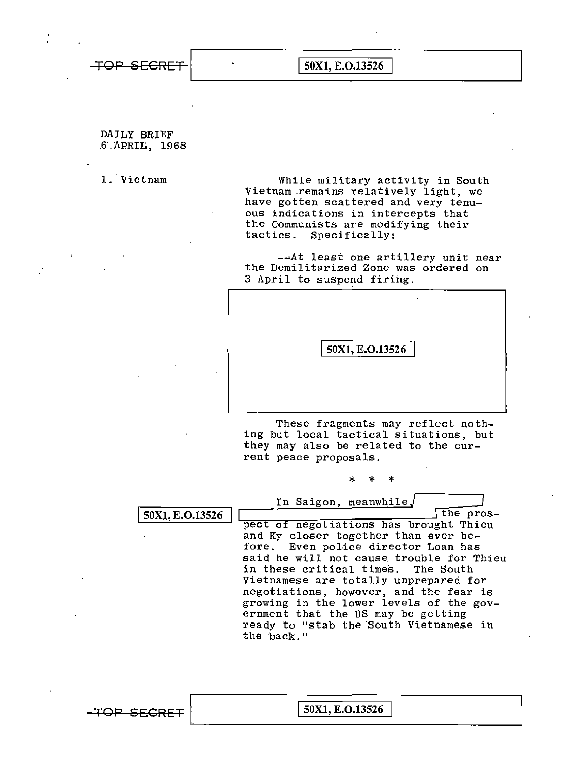DAILY BRIEF
6 APRIL, 1968

1. Vietnam

While military activity in South Vietnam remains relatively light, we have gotten scattered and very tenuous indications in intercepts that the Communists are modifying their tactics. Specifically:

--At least one artillery unit near the Demilitarized Zone was ordered on 3 April to suspend firing.

50X1, E.O.13526

These fragments may reflect nothing but local tactical situations, but they may also be related to the current peace proposals.

\* \* \*

50X1, E.O.13526

In Saigon, meanwhile, the prospect of negotiations has brought Thieu and Ky closer together than ever before. Even police director Loan has said he will not cause trouble for Thieu in these critical times. The South Vietnamese are totally unprepared for negotiations, however, and the fear is growing in the lower levels of the government that the US may be getting ready to "stab the South Vietnamese in the back."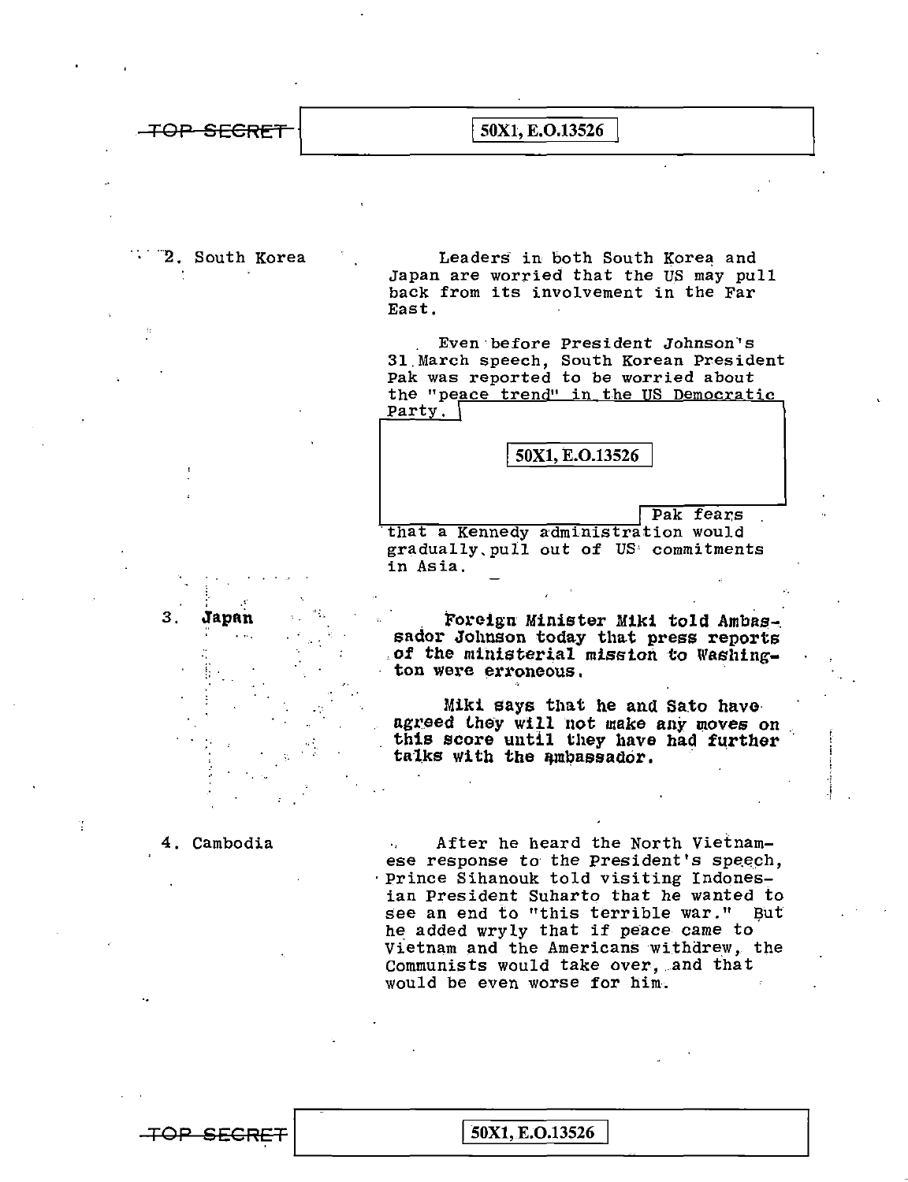2. South Korea

Leaders in both South Korea and Japan are worried that the US may pull back from its involvement in the Far East.

Even before President Johnson's 31 March speech, South Korean President Pak was reported to be worried about the "peace trend" in the US Democratic Party. [50X1, E.O.13526] Pak fears that a Kennedy administration would gradually pull out of US commitments in Asia.

3. Japan

Foreign Minister Miki told Ambassador Johnson today that press reports of the ministerial mission to Washington were erroneous.

Miki says that he and Sato have agreed they will not make any moves on this score until they have had further talks with the ambassador.

4. Cambodia

After he heard the North Vietnamese response to the President's speech, Prince Sihanouk told visiting Indonesian President Suharto that he wanted to see an end to "this terrible war." But he added wryly that if peace came to Vietnam and the Americans withdrew, the Communists would take over, and that would be even worse for him.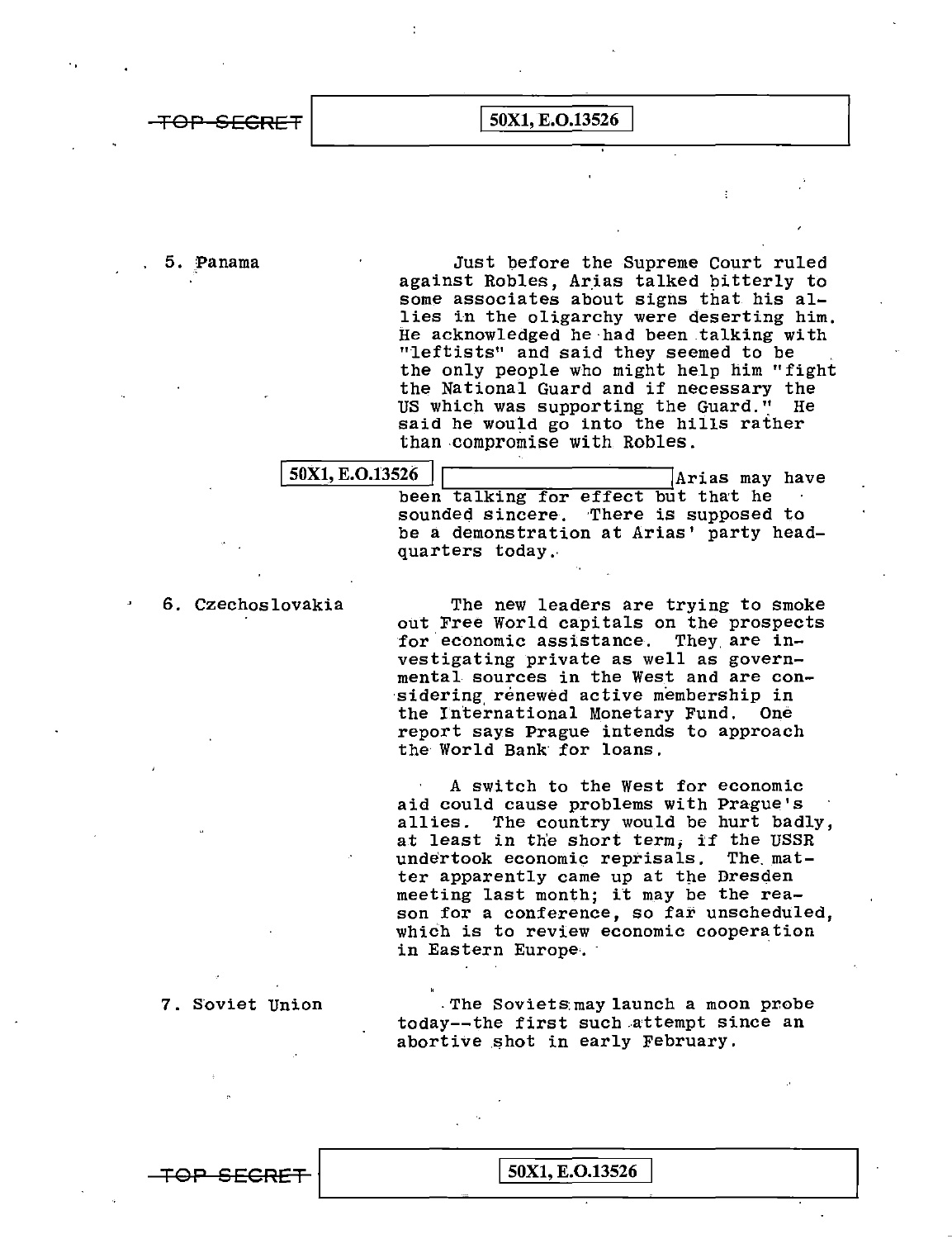5. Panama

Just before the Supreme Court ruled against Robles, Arias talked bitterly to some associates about signs that his allies in the oligarchy were deserting him. He acknowledged he had been talking with "leftists" and said they seemed to be the only people who might help him "fight the National Guard and if necessary the US which was supporting the Guard." He said he would go into the hills rather than compromise with Robles.

50X1, E.O.13526 Arias may have been talking for effect but that he sounded sincere. There is supposed to be a demonstration at Arias' party headquarters today.

6. Czechoslovakia

The new leaders are trying to smoke out Free World capitals on the prospects for economic assistance. They are investigating private as well as governmental sources in the West and are considering renewed active membership in the International Monetary Fund. One report says Prague intends to approach the World Bank for loans.

A switch to the West for economic aid could cause problems with Prague's allies. The country would be hurt badly, at least in the short term, if the USSR undertook economic reprisals. The matter apparently came up at the Dresden meeting last month; it may be the reason for a conference, so far unscheduled, which is to review economic cooperation in Eastern Europe.

7. Soviet Union

The Soviets may launch a moon probe today--the first such attempt since an abortive shot in early February.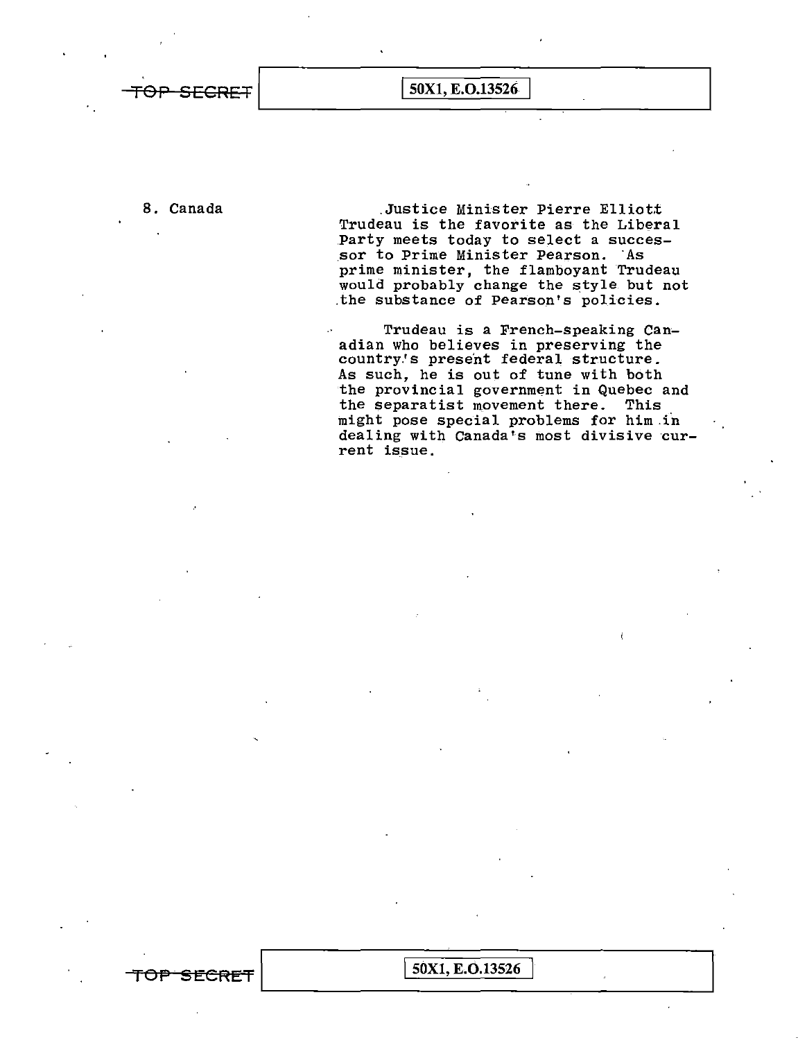8. Canada

Justice Minister Pierre Elliott Trudeau is the favorite as the Liberal Party meets today to select a successor to Prime Minister Pearson. As prime minister, the flamboyant Trudeau would probably change the style but not the substance of Pearson's policies.

Trudeau is a French-speaking Canadian who believes in preserving the country's present federal structure. As such, he is out of tune with both the provincial government in Quebec and the separatist movement there. This might pose special problems for him in dealing with Canada's most divisive current issue.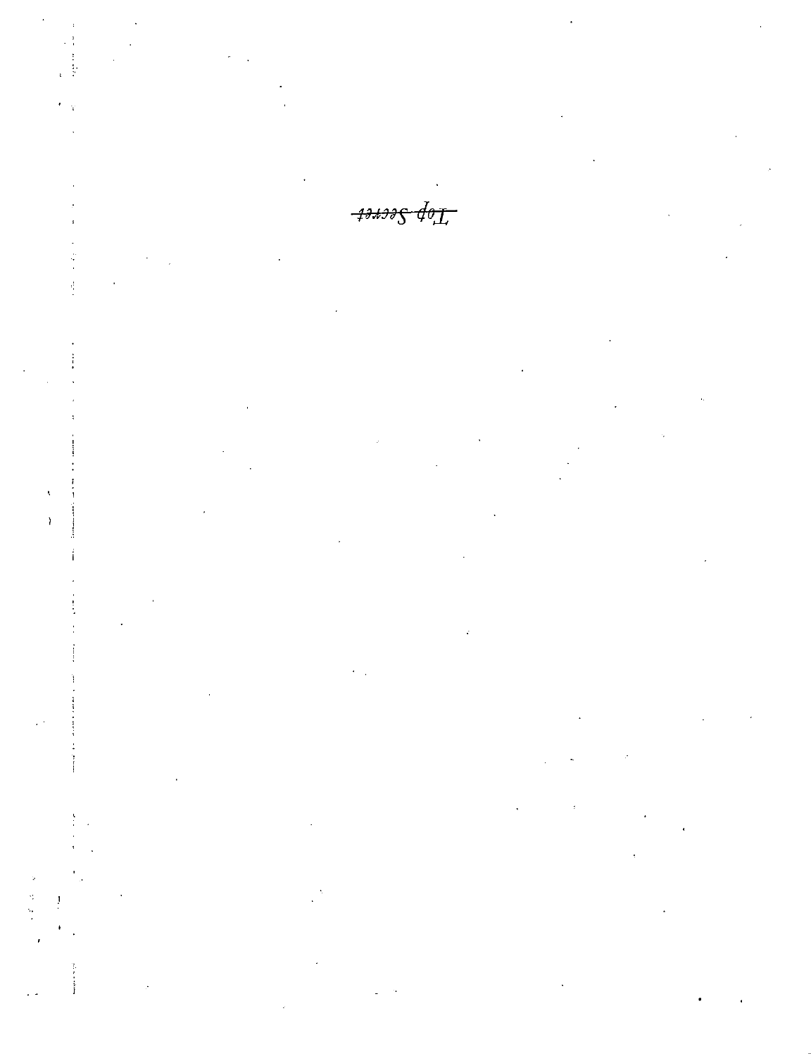~~Top Secret~~